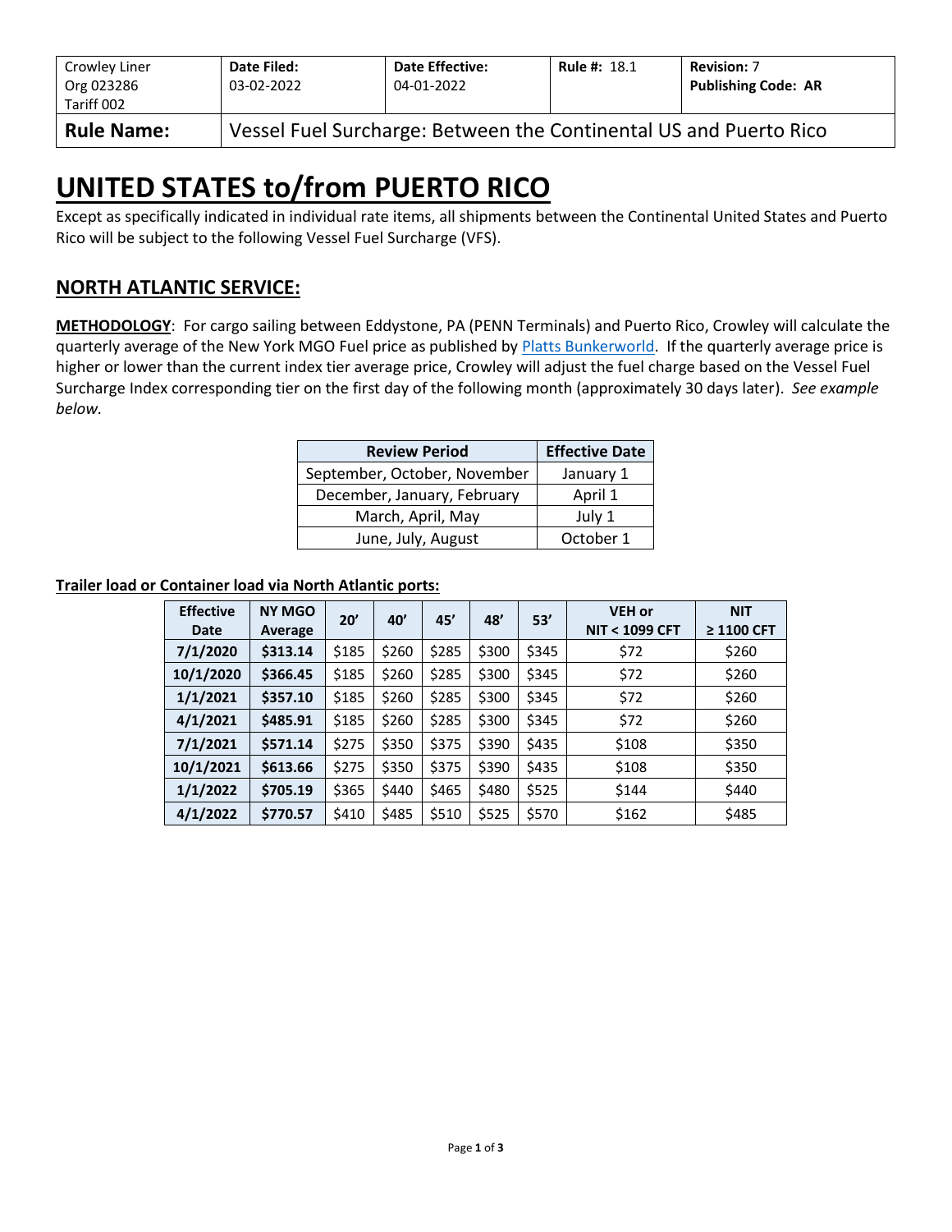| Crowley Liner<br>Org 023286<br>Tariff 002 | **Date Filed:**<br>03-02-2022 | **Date Effective:**<br>04-01-2022 | **Rule #:** 18.1 | **Revision:** 7<br>**Publishing Code: AR** |
|---|---|---|---|---|
| **Rule Name:** | Vessel Fuel Surcharge: Between the Continental US and Puerto Rico | | | |

# UNITED STATES to/from PUERTO RICO

Except as specifically indicated in individual rate items, all shipments between the Continental United States and Puerto Rico will be subject to the following Vessel Fuel Surcharge (VFS).

## NORTH ATLANTIC SERVICE:

**METHODOLOGY**: For cargo sailing between Eddystone, PA (PENN Terminals) and Puerto Rico, Crowley will calculate the quarterly average of the New York MGO Fuel price as published by Platts Bunkerworld. If the quarterly average price is higher or lower than the current index tier average price, Crowley will adjust the fuel charge based on the Vessel Fuel Surcharge Index corresponding tier on the first day of the following month (approximately 30 days later). *See example below.*

| Review Period | Effective Date |
|---|---|
| September, October, November | January 1 |
| December, January, February | April 1 |
| March, April, May | July 1 |
| June, July, August | October 1 |

**Trailer load or Container load via North Atlantic ports:**

| Effective Date | NY MGO Average | 20’ | 40’ | 45’ | 48’ | 53’ | VEH or NIT < 1099 CFT | NIT ≥ 1100 CFT |
|---|---|---|---|---|---|---|---|---|
| **7/1/2020** | **$313.14** | $185 | $260 | $285 | $300 | $345 | $72 | $260 |
| **10/1/2020** | **$366.45** | $185 | $260 | $285 | $300 | $345 | $72 | $260 |
| **1/1/2021** | **$357.10** | $185 | $260 | $285 | $300 | $345 | $72 | $260 |
| **4/1/2021** | **$485.91** | $185 | $260 | $285 | $300 | $345 | $72 | $260 |
| **7/1/2021** | **$571.14** | $275 | $350 | $375 | $390 | $435 | $108 | $350 |
| **10/1/2021** | **$613.66** | $275 | $350 | $375 | $390 | $435 | $108 | $350 |
| **1/1/2022** | **$705.19** | $365 | $440 | $465 | $480 | $525 | $144 | $440 |
| **4/1/2022** | **$770.57** | $410 | $485 | $510 | $525 | $570 | $162 | $485 |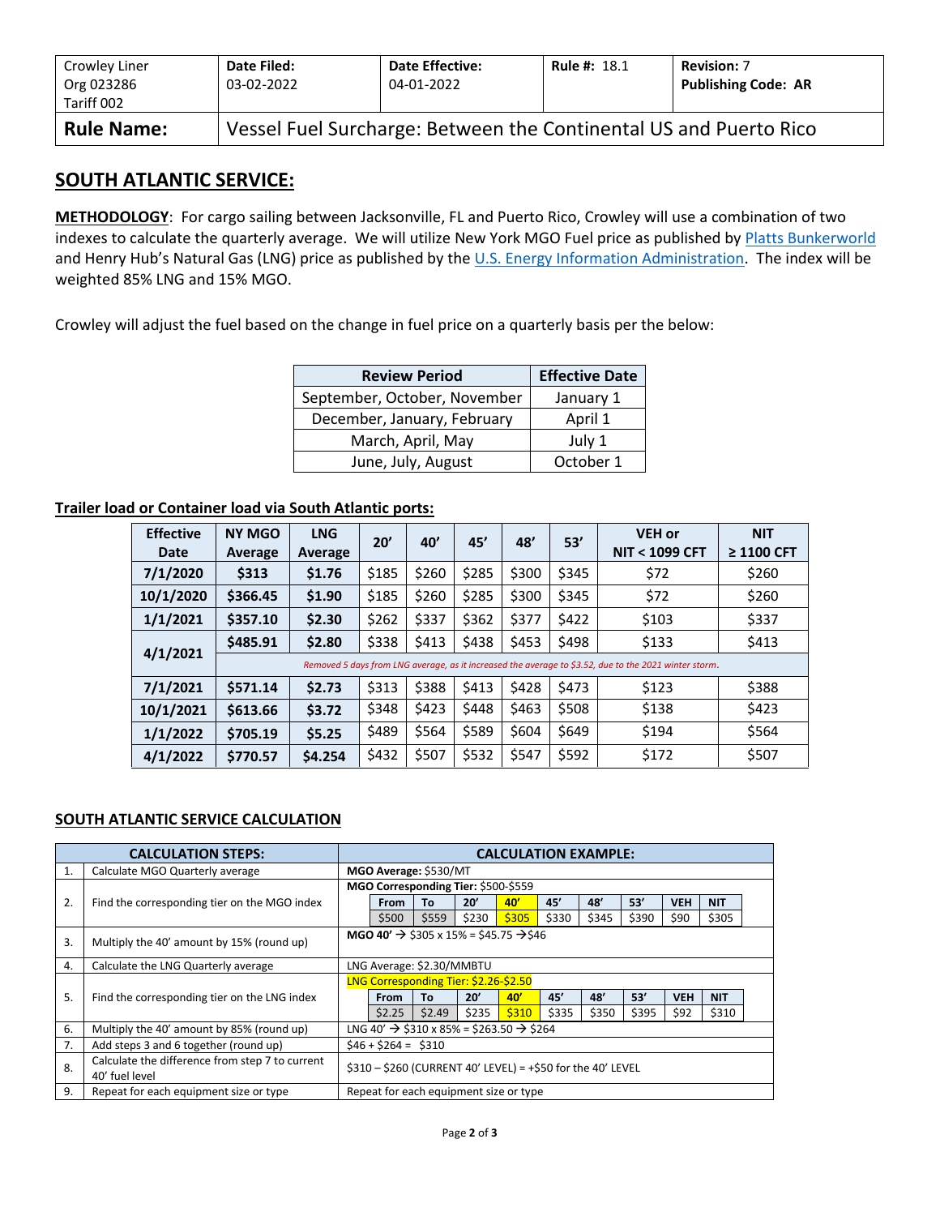| Crowley Liner Org 023286 Tariff 002 | **Date Filed:** 03-02-2022 | **Date Effective:** 04-01-2022 | **Rule #:** 18.1 | **Revision:** 7 **Publishing Code: AR** |
|---|---|---|---|---|
| **Rule Name:** | Vessel Fuel Surcharge: Between the Continental US and Puerto Rico | | | |

## SOUTH ATLANTIC SERVICE:

**METHODOLOGY**: For cargo sailing between Jacksonville, FL and Puerto Rico, Crowley will use a combination of two indexes to calculate the quarterly average. We will utilize New York MGO Fuel price as published by Platts Bunkerworld and Henry Hub's Natural Gas (LNG) price as published by the U.S. Energy Information Administration. The index will be weighted 85% LNG and 15% MGO.

Crowley will adjust the fuel based on the change in fuel price on a quarterly basis per the below:

| Review Period | Effective Date |
|---|---|
| September, October, November | January 1 |
| December, January, February | April 1 |
| March, April, May | July 1 |
| June, July, August | October 1 |

**Trailer load or Container load via South Atlantic ports:**

| Effective Date | NY MGO Average | LNG Average | 20' | 40' | 45' | 48' | 53' | VEH or NIT < 1099 CFT | NIT ≥ 1100 CFT |
|---|---|---|---|---|---|---|---|---|---|
| **7/1/2020** | **$313** | **$1.76** | $185 | $260 | $285 | $300 | $345 | $72 | $260 |
| **10/1/2020** | **$366.45** | **$1.90** | $185 | $260 | $285 | $300 | $345 | $72 | $260 |
| **1/1/2021** | **$357.10** | **$2.30** | $262 | $337 | $362 | $377 | $422 | $103 | $337 |
| **4/1/2021** | **$485.91** | **$2.80** | $338 | $413 | $438 | $453 | $498 | $133 | $413 |
| | *Removed 5 days from LNG average, as it increased the average to $3.52, due to the 2021 winter storm.* | | | | | | | | |
| **7/1/2021** | **$571.14** | **$2.73** | $313 | $388 | $413 | $428 | $473 | $123 | $388 |
| **10/1/2021** | **$613.66** | **$3.72** | $348 | $423 | $448 | $463 | $508 | $138 | $423 |
| **1/1/2022** | **$705.19** | **$5.25** | $489 | $564 | $589 | $604 | $649 | $194 | $564 |
| **4/1/2022** | **$770.57** | **$4.254** | $432 | $507 | $532 | $547 | $592 | $172 | $507 |

**SOUTH ATLANTIC SERVICE CALCULATION**

| | CALCULATION STEPS: | CALCULATION EXAMPLE: |
|---|---|---|
| 1. | Calculate MGO Quarterly average | **MGO Average:** $530/MT |
| 2. | Find the corresponding tier on the MGO index | **MGO Corresponding Tier:** $500-$559<br>From: $500 / To: $559 / 20': $230 / 40': $305 / 45': $330 / 48': $345 / 53': $390 / VEH: $90 / NIT: $305 |
| 3. | Multiply the 40' amount by 15% (round up) | **MGO 40'** → $305 x 15% = $45.75 →$46 |
| 4. | Calculate the LNG Quarterly average | LNG Average: $2.30/MMBTU |
| 5. | Find the corresponding tier on the LNG index | LNG Corresponding Tier: $2.26-$2.50<br>From: $2.25 / To: $2.49 / 20': $235 / 40': $310 / 45': $335 / 48': $350 / 53': $395 / VEH: $92 / NIT: $310 |
| 6. | Multiply the 40' amount by 85% (round up) | LNG 40' → $310 x 85% = $263.50 → $264 |
| 7. | Add steps 3 and 6 together (round up) | $46 + $264 = $310 |
| 8. | Calculate the difference from step 7 to current 40' fuel level | $310 – $260 (CURRENT 40' LEVEL) = +$50 for the 40' LEVEL |
| 9. | Repeat for each equipment size or type | Repeat for each equipment size or type |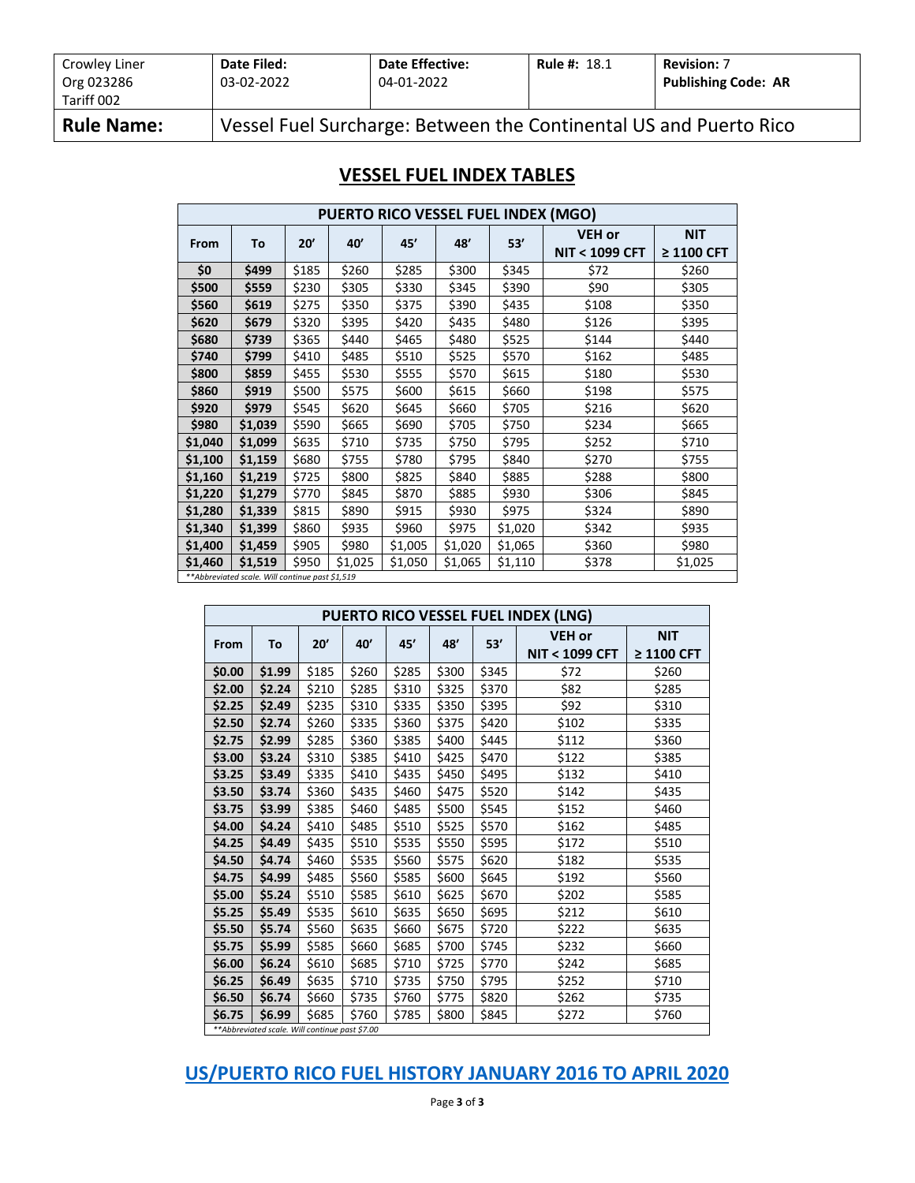| Crowley Liner Org 023286 Tariff 002 | **Date Filed:** 03-02-2022 | **Date Effective:** 04-01-2022 | **Rule #:** 18.1 | **Revision:** 7 **Publishing Code: AR** |
|---|---|---|---|---|
| **Rule Name:** | Vessel Fuel Surcharge: Between the Continental US and Puerto Rico | | | |

## VESSEL FUEL INDEX TABLES

**PUERTO RICO VESSEL FUEL INDEX (MGO)**

| From | To | 20′ | 40′ | 45′ | 48′ | 53′ | VEH or NIT < 1099 CFT | NIT ≥ 1100 CFT |
|---|---|---|---|---|---|---|---|---|
| **$0** | **$499** | $185 | $260 | $285 | $300 | $345 | $72 | $260 |
| **$500** | **$559** | $230 | $305 | $330 | $345 | $390 | $90 | $305 |
| **$560** | **$619** | $275 | $350 | $375 | $390 | $435 | $108 | $350 |
| **$620** | **$679** | $320 | $395 | $420 | $435 | $480 | $126 | $395 |
| **$680** | **$739** | $365 | $440 | $465 | $480 | $525 | $144 | $440 |
| **$740** | **$799** | $410 | $485 | $510 | $525 | $570 | $162 | $485 |
| **$800** | **$859** | $455 | $530 | $555 | $570 | $615 | $180 | $530 |
| **$860** | **$919** | $500 | $575 | $600 | $615 | $660 | $198 | $575 |
| **$920** | **$979** | $545 | $620 | $645 | $660 | $705 | $216 | $620 |
| **$980** | **$1,039** | $590 | $665 | $690 | $705 | $750 | $234 | $665 |
| **$1,040** | **$1,099** | $635 | $710 | $735 | $750 | $795 | $252 | $710 |
| **$1,100** | **$1,159** | $680 | $755 | $780 | $795 | $840 | $270 | $755 |
| **$1,160** | **$1,219** | $725 | $800 | $825 | $840 | $885 | $288 | $800 |
| **$1,220** | **$1,279** | $770 | $845 | $870 | $885 | $930 | $306 | $845 |
| **$1,280** | **$1,339** | $815 | $890 | $915 | $930 | $975 | $324 | $890 |
| **$1,340** | **$1,399** | $860 | $935 | $960 | $975 | $1,020 | $342 | $935 |
| **$1,400** | **$1,459** | $905 | $980 | $1,005 | $1,020 | $1,065 | $360 | $980 |
| **$1,460** | **$1,519** | $950 | $1,025 | $1,050 | $1,065 | $1,110 | $378 | $1,025 |

*\*\*Abbreviated scale. Will continue past $1,519*

**PUERTO RICO VESSEL FUEL INDEX (LNG)**

| From | To | 20′ | 40′ | 45′ | 48′ | 53′ | VEH or NIT < 1099 CFT | NIT ≥ 1100 CFT |
|---|---|---|---|---|---|---|---|---|
| **$0.00** | **$1.99** | $185 | $260 | $285 | $300 | $345 | $72 | $260 |
| **$2.00** | **$2.24** | $210 | $285 | $310 | $325 | $370 | $82 | $285 |
| **$2.25** | **$2.49** | $235 | $310 | $335 | $350 | $395 | $92 | $310 |
| **$2.50** | **$2.74** | $260 | $335 | $360 | $375 | $420 | $102 | $335 |
| **$2.75** | **$2.99** | $285 | $360 | $385 | $400 | $445 | $112 | $360 |
| **$3.00** | **$3.24** | $310 | $385 | $410 | $425 | $470 | $122 | $385 |
| **$3.25** | **$3.49** | $335 | $410 | $435 | $450 | $495 | $132 | $410 |
| **$3.50** | **$3.74** | $360 | $435 | $460 | $475 | $520 | $142 | $435 |
| **$3.75** | **$3.99** | $385 | $460 | $485 | $500 | $545 | $152 | $460 |
| **$4.00** | **$4.24** | $410 | $485 | $510 | $525 | $570 | $162 | $485 |
| **$4.25** | **$4.49** | $435 | $510 | $535 | $550 | $595 | $172 | $510 |
| **$4.50** | **$4.74** | $460 | $535 | $560 | $575 | $620 | $182 | $535 |
| **$4.75** | **$4.99** | $485 | $560 | $585 | $600 | $645 | $192 | $560 |
| **$5.00** | **$5.24** | $510 | $585 | $610 | $625 | $670 | $202 | $585 |
| **$5.25** | **$5.49** | $535 | $610 | $635 | $650 | $695 | $212 | $610 |
| **$5.50** | **$5.74** | $560 | $635 | $660 | $675 | $720 | $222 | $635 |
| **$5.75** | **$5.99** | $585 | $660 | $685 | $700 | $745 | $232 | $660 |
| **$6.00** | **$6.24** | $610 | $685 | $710 | $725 | $770 | $242 | $685 |
| **$6.25** | **$6.49** | $635 | $710 | $735 | $750 | $795 | $252 | $710 |
| **$6.50** | **$6.74** | $660 | $735 | $760 | $775 | $820 | $262 | $735 |
| **$6.75** | **$6.99** | $685 | $760 | $785 | $800 | $845 | $272 | $760 |

*\*\*Abbreviated scale. Will continue past $7.00*

## US/PUERTO RICO FUEL HISTORY JANUARY 2016 TO APRIL 2020